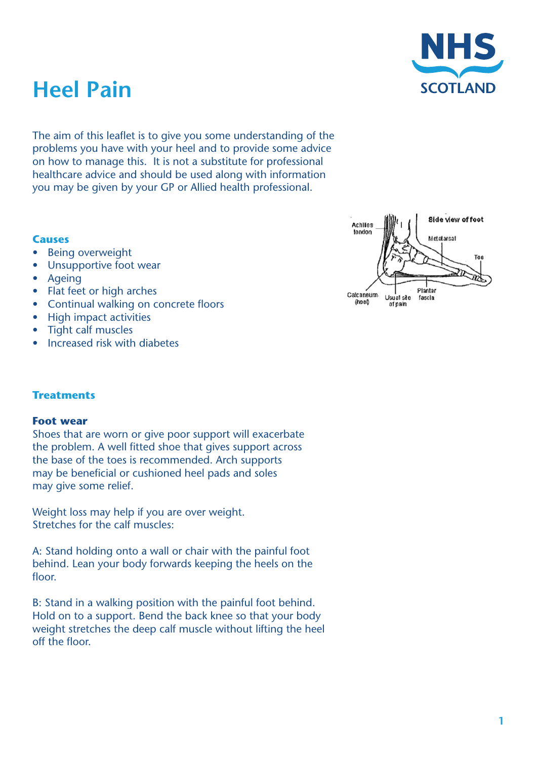# Heel Pain

The aim of this leaflet is to give you some understanding of the problems you have with your heel and to provide some advice on how to manage this. It is not a substitute for professional healthcare advice and should be used along with information you may be given by your GP or Allied health professional.

### Causes

- Being overweight
- Unsupportive foot wear
- Ageing
- Flat feet or high arches
- Continual walking on concrete floors
- High impact activities
- Tight calf muscles
- Increased risk with diabetes

Side view of foot

Achilles tendon

Metatarsal

Toe

Calcaneum (heel)

Usual site of pain

Plantar fascia

### Treatments

#### Foot wear

Shoes that are worn or give poor support will exacerbate the problem. A well fitted shoe that gives support across the base of the toes is recommended. Arch supports may be beneficial or cushioned heel pads and soles may give some relief.

Weight loss may help if you are over weight.
Stretches for the calf muscles:

A: Stand holding onto a wall or chair with the painful foot behind. Lean your body forwards keeping the heels on the floor.

B: Stand in a walking position with the painful foot behind. Hold on to a support. Bend the back knee so that your body weight stretches the deep calf muscle without lifting the heel off the floor.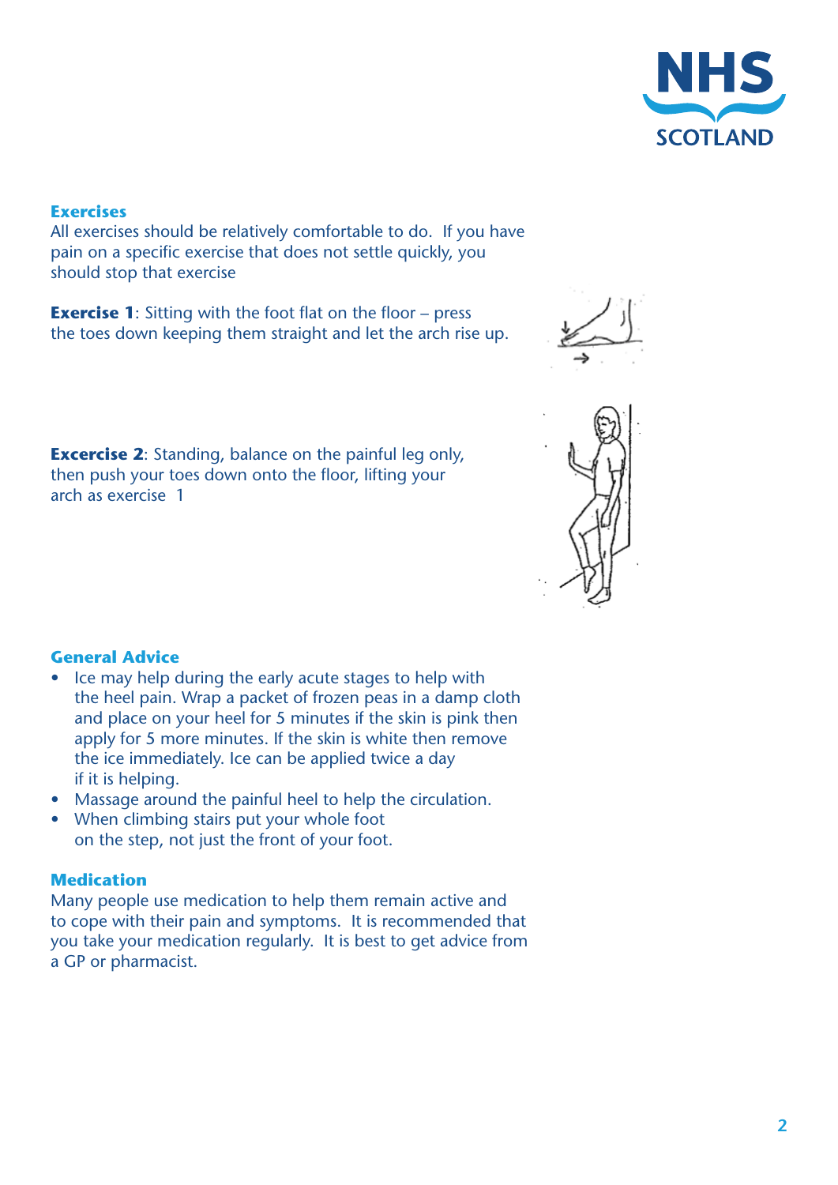## Exercises

All exercises should be relatively comfortable to do. If you have pain on a specific exercise that does not settle quickly, you should stop that exercise

**Exercise 1**: Sitting with the foot flat on the floor – press the toes down keeping them straight and let the arch rise up.

**Excercise 2**: Standing, balance on the painful leg only, then push your toes down onto the floor, lifting your arch as exercise 1

## General Advice

- Ice may help during the early acute stages to help with the heel pain. Wrap a packet of frozen peas in a damp cloth and place on your heel for 5 minutes if the skin is pink then apply for 5 more minutes. If the skin is white then remove the ice immediately. Ice can be applied twice a day if it is helping.
- Massage around the painful heel to help the circulation.
- When climbing stairs put your whole foot on the step, not just the front of your foot.

## Medication

Many people use medication to help them remain active and to cope with their pain and symptoms. It is recommended that you take your medication regularly. It is best to get advice from a GP or pharmacist.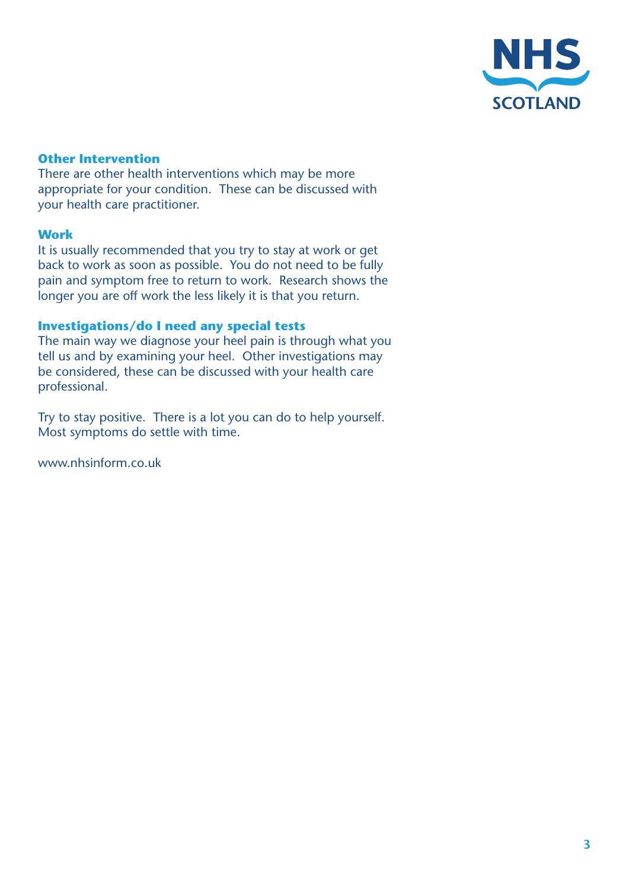## Other Intervention

There are other health interventions which may be more appropriate for your condition. These can be discussed with your health care practitioner.

## Work

It is usually recommended that you try to stay at work or get back to work as soon as possible. You do not need to be fully pain and symptom free to return to work. Research shows the longer you are off work the less likely it is that you return.

## Investigations/do I need any special tests

The main way we diagnose your heel pain is through what you tell us and by examining your heel. Other investigations may be considered, these can be discussed with your health care professional.

Try to stay positive. There is a lot you can do to help yourself. Most symptoms do settle with time.

www.nhsinform.co.uk